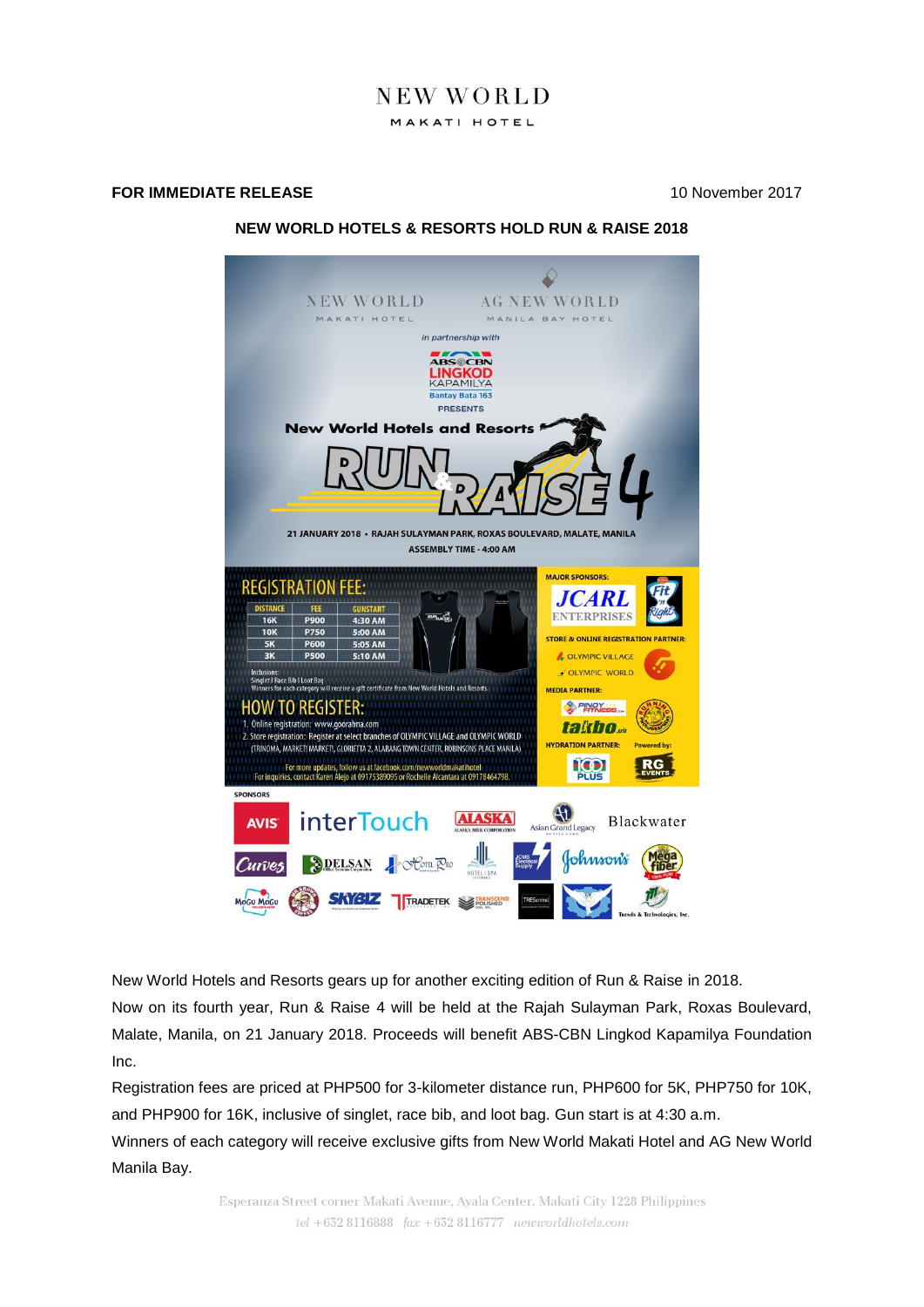**FOR IMMEDIATE RELEASE** 10 November 2017

**NEW WORLD HOTELS & RESORTS HOLD RUN & RAISE 2018**

New World Hotels and Resorts gears up for another exciting edition of Run & Raise in 2018.

Now on its fourth year, Run & Raise 4 will be held at the Rajah Sulayman Park, Roxas Boulevard, Malate, Manila, on 21 January 2018. Proceeds will benefit ABS-CBN Lingkod Kapamilya Foundation Inc.

Registration fees are priced at PHP500 for 3-kilometer distance run, PHP600 for 5K, PHP750 for 10K, and PHP900 for 16K, inclusive of singlet, race bib, and loot bag. Gun start is at 4:30 a.m.

Winners of each category will receive exclusive gifts from New World Makati Hotel and AG New World Manila Bay.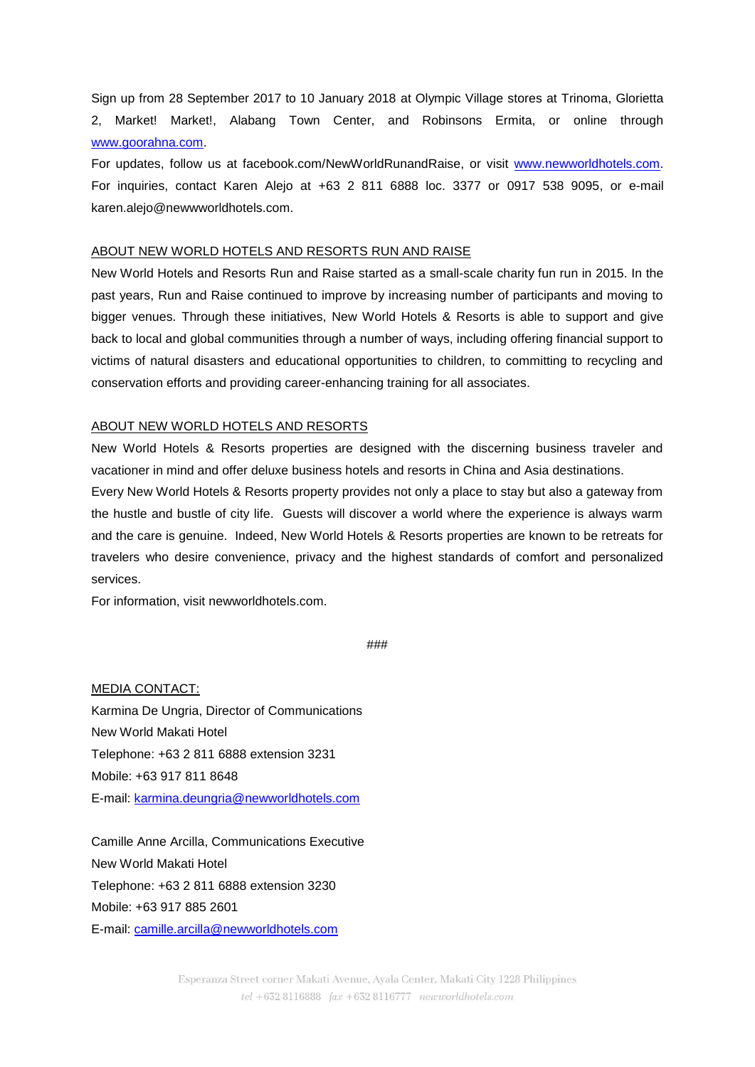Sign up from 28 September 2017 to 10 January 2018 at Olympic Village stores at Trinoma, Glorietta 2, Market! Market!, Alabang Town Center, and Robinsons Ermita, or online through [www.goorahna.com](www.goorahna.com).

For updates, follow us at facebook.com/NewWorldRunandRaise, or visit [www.newworldhotels.com](www.newworldhotels.com). For inquiries, contact Karen Alejo at +63 2 811 6888 loc. 3377 or 0917 538 9095, or e-mail karen.alejo@newwworldhotels.com.

## ABOUT NEW WORLD HOTELS AND RESORTS RUN AND RAISE

New World Hotels and Resorts Run and Raise started as a small-scale charity fun run in 2015. In the past years, Run and Raise continued to improve by increasing number of participants and moving to bigger venues. Through these initiatives, New World Hotels & Resorts is able to support and give back to local and global communities through a number of ways, including offering financial support to victims of natural disasters and educational opportunities to children, to committing to recycling and conservation efforts and providing career-enhancing training for all associates.

## ABOUT NEW WORLD HOTELS AND RESORTS

New World Hotels & Resorts properties are designed with the discerning business traveler and vacationer in mind and offer deluxe business hotels and resorts in China and Asia destinations.

Every New World Hotels & Resorts property provides not only a place to stay but also a gateway from the hustle and bustle of city life. Guests will discover a world where the experience is always warm and the care is genuine. Indeed, New World Hotels & Resorts properties are known to be retreats for travelers who desire convenience, privacy and the highest standards of comfort and personalized services.

For information, visit newworldhotels.com.

###

## MEDIA CONTACT:

Karmina De Ungria, Director of Communications
New World Makati Hotel
Telephone: +63 2 811 6888 extension 3231
Mobile: +63 917 811 8648
E-mail: [karmina.deungria@newworldhotels.com](mailto:karmina.deungria@newworldhotels.com)

Camille Anne Arcilla, Communications Executive
New World Makati Hotel
Telephone: +63 2 811 6888 extension 3230
Mobile: +63 917 885 2601
E-mail: [camille.arcilla@newworldhotels.com](mailto:camille.arcilla@newworldhotels.com)

Esperanza Street corner Makati Avenue, Ayala Center, Makati City 1228 Philippines
*tel* +632 8116888 *fax* +632 8116777 *newworldhotels.com*